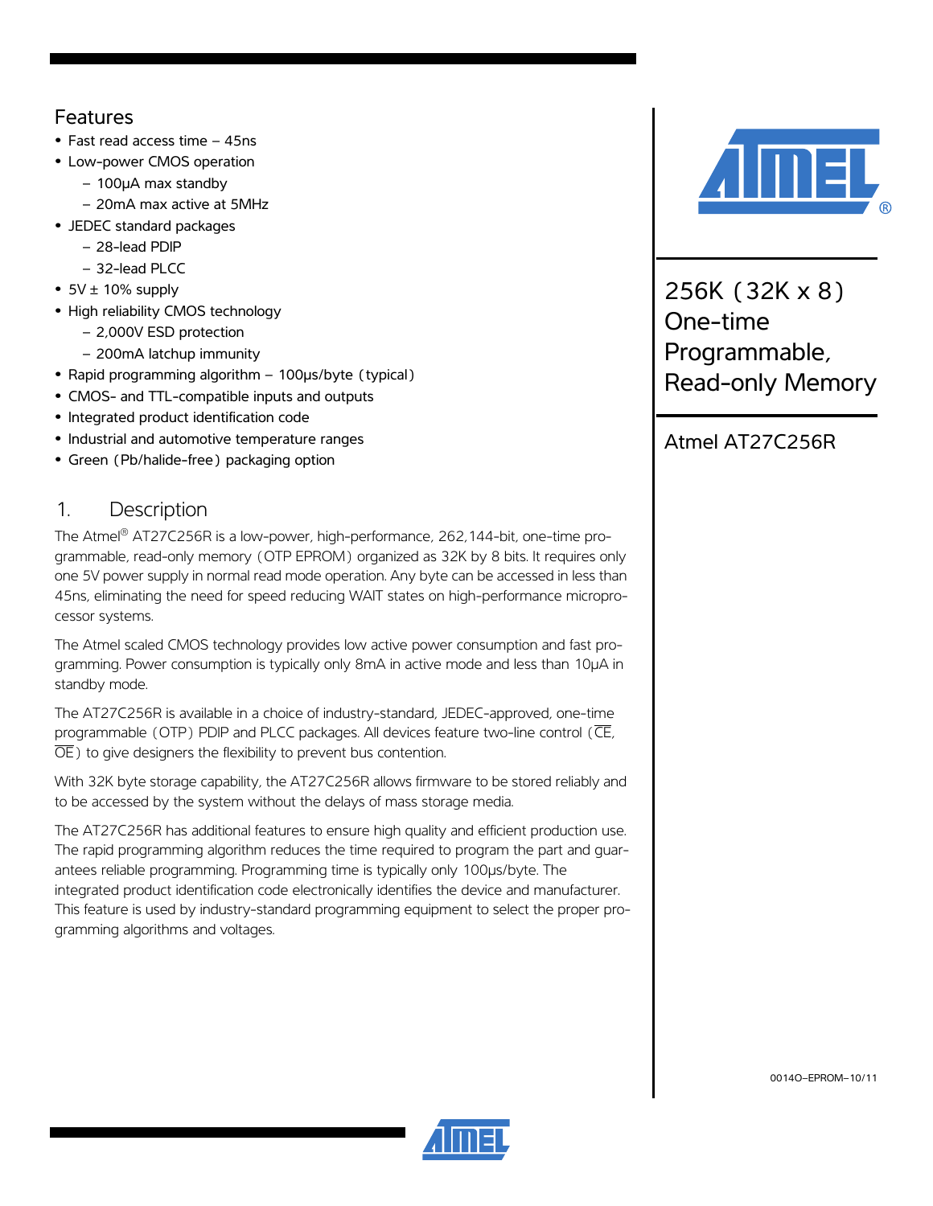# 256K (32K x 8) One-time Programmable, Read-only Memory

## Atmel AT27C256R

## Features

- Fast read access time – 45ns
- Low-power CMOS operation
  - 100µA max standby
  - 20mA max active at 5MHz
- JEDEC standard packages
  - 28-lead PDIP
  - 32-lead PLCC
- 5V ± 10% supply
- High reliability CMOS technology
  - 2,000V ESD protection
  - 200mA latchup immunity
- Rapid programming algorithm – 100µs/byte (typical)
- CMOS- and TTL-compatible inputs and outputs
- Integrated product identification code
- Industrial and automotive temperature ranges
- Green (Pb/halide-free) packaging option

## 1. Description

The Atmel® AT27C256R is a low-power, high-performance, 262,144-bit, one-time programmable, read-only memory (OTP EPROM) organized as 32K by 8 bits. It requires only one 5V power supply in normal read mode operation. Any byte can be accessed in less than 45ns, eliminating the need for speed reducing WAIT states on high-performance microprocessor systems.

The Atmel scaled CMOS technology provides low active power consumption and fast programming. Power consumption is typically only 8mA in active mode and less than 10µA in standby mode.

The AT27C256R is available in a choice of industry-standard, JEDEC-approved, one-time programmable (OTP) PDIP and PLCC packages. All devices feature two-line control ($\overline{CE}$, $\overline{OE}$) to give designers the flexibility to prevent bus contention.

With 32K byte storage capability, the AT27C256R allows firmware to be stored reliably and to be accessed by the system without the delays of mass storage media.

The AT27C256R has additional features to ensure high quality and efficient production use. The rapid programming algorithm reduces the time required to program the part and guarantees reliable programming. Programming time is typically only 100µs/byte. The integrated product identification code electronically identifies the device and manufacturer. This feature is used by industry-standard programming equipment to select the proper programming algorithms and voltages.

0014O–EPROM–10/11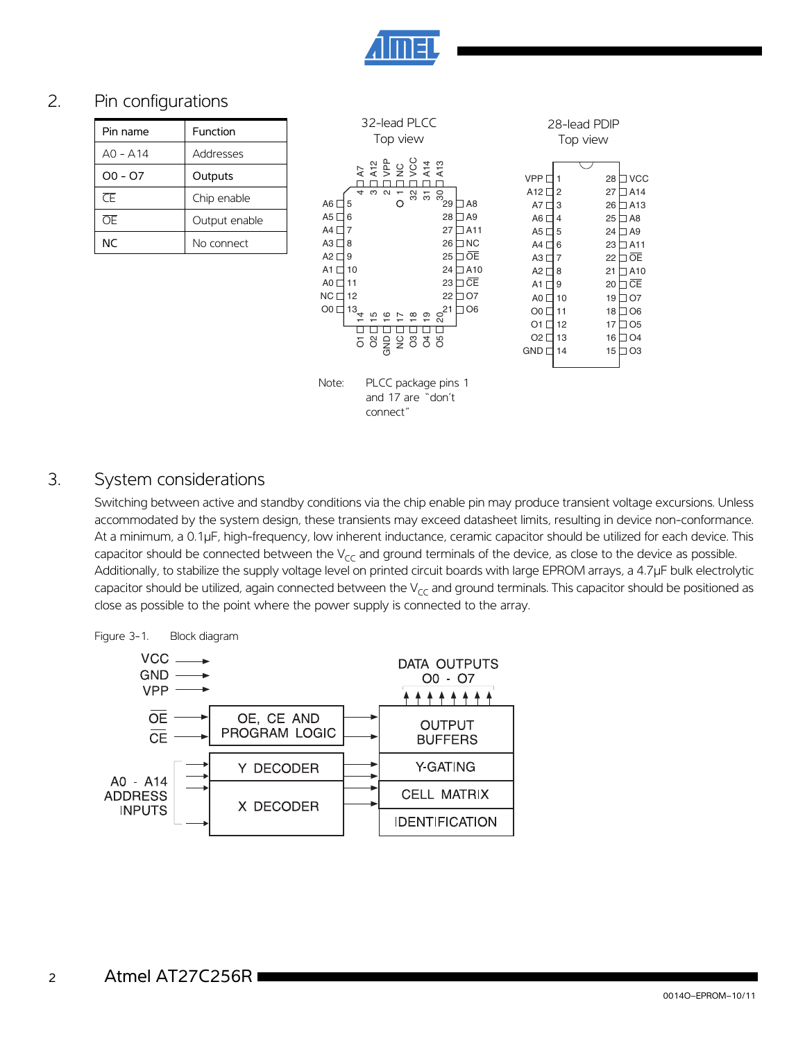## 2. Pin configurations

| Pin name | Function |
|---|---|
| A0 - A14 | Addresses |
| O0 - O7 | Outputs |
| $\overline{CE}$ | Chip enable |
| $\overline{OE}$ | Output enable |
| NC | No connect |

32-lead PLCC
Top view

28-lead PDIP
Top view

Note: PLCC package pins 1 and 17 are "don't connect"

## 3. System considerations

Switching between active and standby conditions via the chip enable pin may produce transient voltage excursions. Unless accommodated by the system design, these transients may exceed datasheet limits, resulting in device non-conformance. At a minimum, a 0.1µF, high-frequency, low inherent inductance, ceramic capacitor should be utilized for each device. This capacitor should be connected between the $V_{CC}$ and ground terminals of the device, as close to the device as possible. Additionally, to stabilize the supply voltage level on printed circuit boards with large EPROM arrays, a 4.7µF bulk electrolytic capacitor should be utilized, again connected between the $V_{CC}$ and ground terminals. This capacitor should be positioned as close as possible to the point where the power supply is connected to the array.

Figure 3-1. Block diagram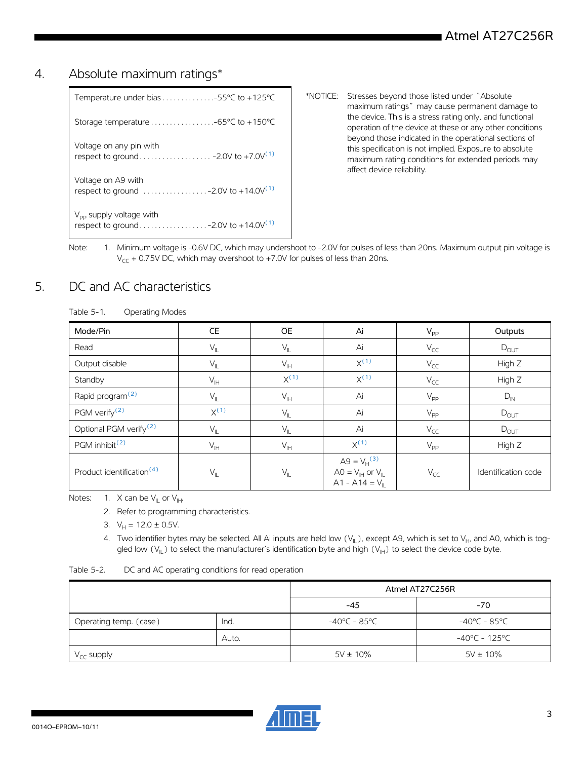## 4. Absolute maximum ratings*

| | |
|---|---|
| Temperature under bias | -55°C to +125°C |
| Storage temperature | -65°C to +150°C |
| Voltage on any pin with respect to ground | -2.0V to +7.0V[1] |
| Voltage on A9 with respect to ground | -2.0V to +14.0V[1] |
| $V_{PP}$ supply voltage with respect to ground | -2.0V to +14.0V[1] |

*NOTICE: Stresses beyond those listed under "Absolute maximum ratings" may cause permanent damage to the device. This is a stress rating only, and functional operation of the device at these or any other conditions beyond those indicated in the operational sections of this specification is not implied. Exposure to absolute maximum rating conditions for extended periods may affect device reliability.

Note: 1. Minimum voltage is -0.6V DC, which may undershoot to -2.0V for pulses of less than 20ns. Maximum output pin voltage is $V_{CC}$ + 0.75V DC, which may overshoot to +7.0V for pulses of less than 20ns.

## 5. DC and AC characteristics

Table 5-1. Operating Modes

| Mode/Pin | $\overline{CE}$ | $\overline{OE}$ | Ai | $V_{PP}$ | Outputs |
|---|---|---|---|---|---|
| Read | $V_{IL}$ | $V_{IL}$ | Ai | $V_{CC}$ | $D_{OUT}$ |
| Output disable | $V_{IL}$ | $V_{IH}$ | X[1] | $V_{CC}$ | High Z |
| Standby | $V_{IH}$ | X[1] | X[1] | $V_{CC}$ | High Z |
| Rapid program[2] | $V_{IL}$ | $V_{IH}$ | Ai | $V_{PP}$ | $D_{IN}$ |
| PGM verify[2] | X[1] | $V_{IL}$ | Ai | $V_{PP}$ | $D_{OUT}$ |
| Optional PGM verify[2] | $V_{IL}$ | $V_{IL}$ | Ai | $V_{CC}$ | $D_{OUT}$ |
| PGM inhibit[2] | $V_{IH}$ | $V_{IH}$ | X[1] | $V_{PP}$ | High Z |
| Product identification[4] | $V_{IL}$ | $V_{IL}$ | A9 = $V_H$[3]<br>A0 = $V_{IH}$ or $V_{IL}$<br>A1 - A14 = $V_{IL}$ | $V_{CC}$ | Identification code |

Notes:
1. X can be $V_{IL}$ or $V_{IH}$.
2. Refer to programming characteristics.
3. $V_H$ = 12.0 ± 0.5V.
4. Two identifier bytes may be selected. All Ai inputs are held low ($V_{IL}$), except A9, which is set to $V_H$, and A0, which is toggled low ($V_{IL}$) to select the manufacturer's identification byte and high ($V_{IH}$) to select the device code byte.

Table 5-2. DC and AC operating conditions for read operation

| | | Atmel AT27C256R | |
|---|---|---|---|
| | | -45 | -70 |
| Operating temp. (case) | Ind. | -40°C - 85°C | -40°C - 85°C |
| | Auto. | | -40°C - 125°C |
| $V_{CC}$ supply | | 5V ± 10% | 5V ± 10% |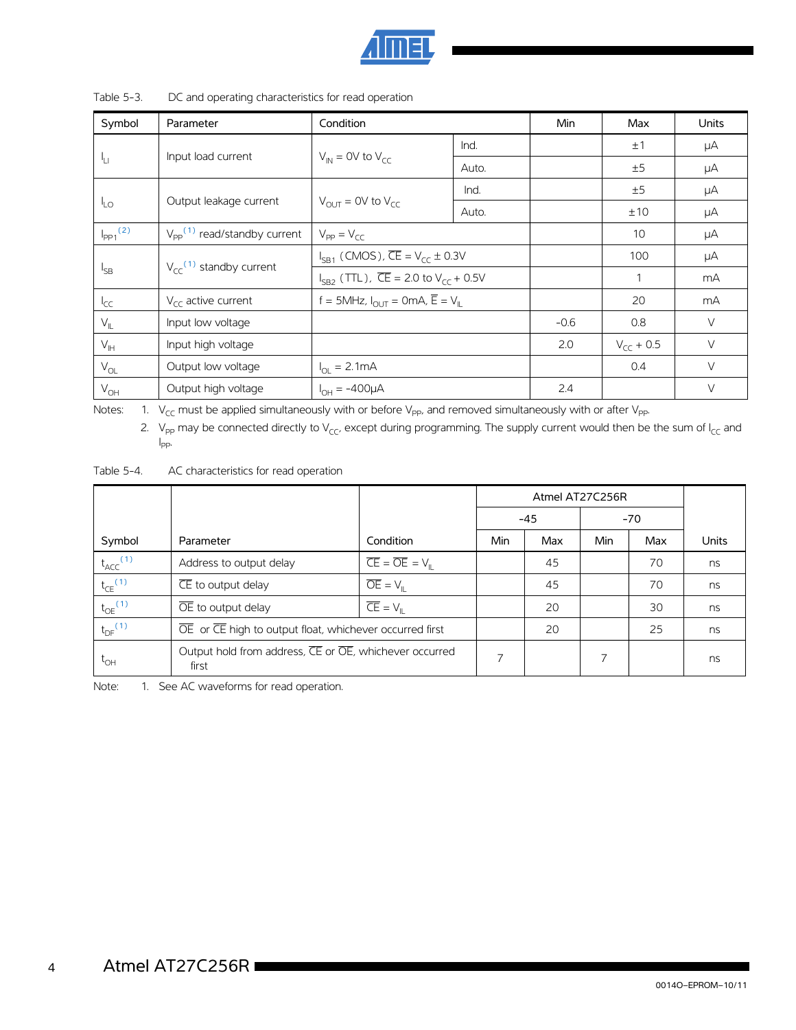Table 5-3. DC and operating characteristics for read operation

| Symbol | Parameter | Condition | | Min | Max | Units |
|---|---|---|---|---|---|---|
| $I_{LI}$ | Input load current | $V_{IN}$ = 0V to $V_{CC}$ | Ind. | | ±1 | μA |
| | | | Auto. | | ±5 | μA |
| $I_{LO}$ | Output leakage current | $V_{OUT}$ = 0V to $V_{CC}$ | Ind. | | ±5 | μA |
| | | | Auto. | | ±10 | μA |
| $I_{PP1}$ [2] | $V_{PP}$ [1] read/standby current | $V_{PP} = V_{CC}$ | | | 10 | μA |
| $I_{SB}$ | $V_{CC}$ [1] standby current | $I_{SB1}$ (CMOS), $\overline{CE} = V_{CC} \pm 0.3V$ | | | 100 | μA |
| | | $I_{SB2}$ (TTL), $\overline{CE}$ = 2.0 to $V_{CC}$ + 0.5V | | | 1 | mA |
| $I_{CC}$ | $V_{CC}$ active current | f = 5MHz, $I_{OUT}$ = 0mA, $\overline{E} = V_{IL}$ | | | 20 | mA |
| $V_{IL}$ | Input low voltage | | | -0.6 | 0.8 | V |
| $V_{IH}$ | Input high voltage | | | 2.0 | $V_{CC}$ + 0.5 | V |
| $V_{OL}$ | Output low voltage | $I_{OL}$ = 2.1mA | | | 0.4 | V |
| $V_{OH}$ | Output high voltage | $I_{OH}$ = -400μA | | 2.4 | | V |

Notes: 1. $V_{CC}$ must be applied simultaneously with or before $V_{PP}$, and removed simultaneously with or after $V_{PP}$.

2. $V_{PP}$ may be connected directly to $V_{CC}$, except during programming. The supply current would then be the sum of $I_{CC}$ and $I_{PP}$.

Table 5-4. AC characteristics for read operation

| | | | Atmel AT27C256R | | | | |
|---|---|---|---|---|---|---|---|
| | | | -45 | | -70 | | |
| Symbol | Parameter | Condition | Min | Max | Min | Max | Units |
| $t_{ACC}$ [1] | Address to output delay | $\overline{CE} = \overline{OE} = V_{IL}$ | | 45 | | 70 | ns |
| $t_{CE}$ [1] | $\overline{CE}$ to output delay | $\overline{OE} = V_{IL}$ | | 45 | | 70 | ns |
| $t_{OE}$ [1] | $\overline{OE}$ to output delay | $\overline{CE} = V_{IL}$ | | 20 | | 30 | ns |
| $t_{DF}$ [1] | $\overline{OE}$ or $\overline{CE}$ high to output float, whichever occurred first | | | 20 | | 25 | ns |
| $t_{OH}$ | Output hold from address, $\overline{CE}$ or $\overline{OE}$, whichever occurred first | | 7 | | 7 | | ns |

Note: 1. See AC waveforms for read operation.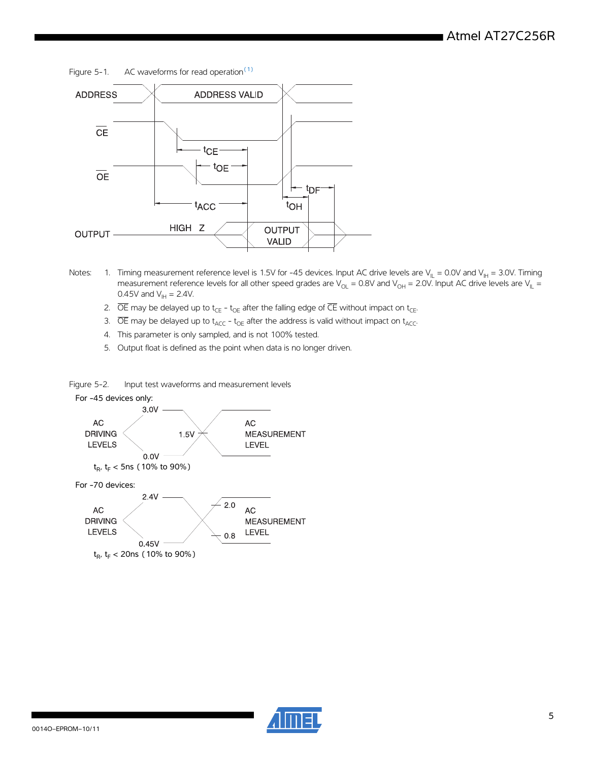Figure 5-1. AC waveforms for read operation[1]

Notes: 1. Timing measurement reference level is 1.5V for -45 devices. Input AC drive levels are $V_{IL}$ = 0.0V and $V_{IH}$ = 3.0V. Timing measurement reference levels for all other speed grades are $V_{OL}$ = 0.8V and $V_{OH}$ = 2.0V. Input AC drive levels are $V_{IL}$ = 0.45V and $V_{IH}$ = 2.4V.

2. $\overline{OE}$ may be delayed up to $t_{CE}$ - $t_{OE}$ after the falling edge of $\overline{CE}$ without impact on $t_{CE}$.

3. $\overline{OE}$ may be delayed up to $t_{ACC}$ - $t_{OE}$ after the address is valid without impact on $t_{ACC}$.

4. This parameter is only sampled, and is not 100% tested.

5. Output float is defined as the point when data is no longer driven.

Figure 5-2. Input test waveforms and measurement levels

For -45 devices only:

AC DRIVING LEVELS: 3.0V / 0.0V; AC MEASUREMENT LEVEL: 1.5V

$t_R$, $t_F$ < 5ns (10% to 90%)

For -70 devices:

AC DRIVING LEVELS: 2.4V / 0.45V; AC MEASUREMENT LEVEL: 2.0 / 0.8

$t_R$, $t_F$ < 20ns (10% to 90%)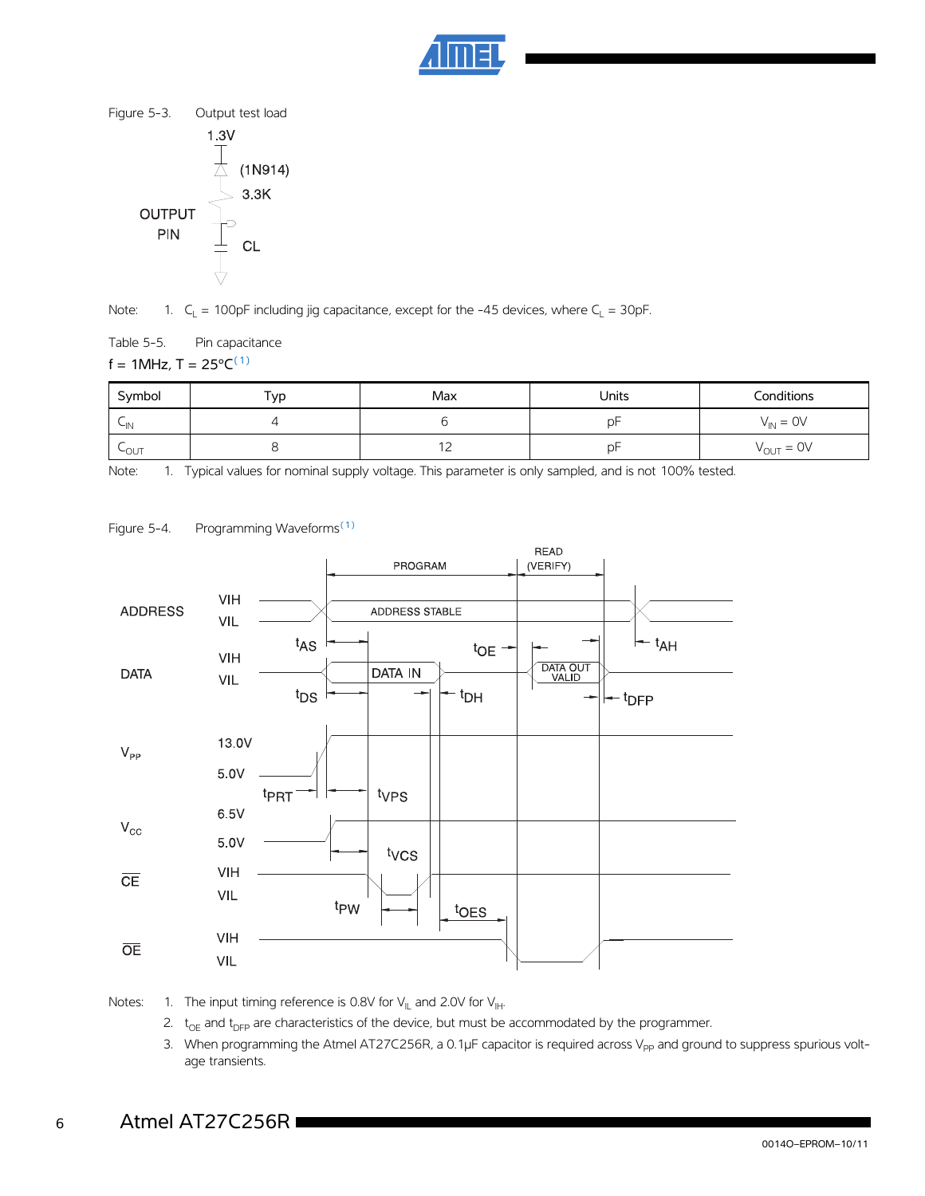Figure 5-3. Output test load

Note: 1. $C_L$ = 100pF including jig capacitance, except for the -45 devices, where $C_L$ = 30pF.

Table 5-5. Pin capacitance

f = 1MHz, T = 25°C[1]

| Symbol | Typ | Max | Units | Conditions |
|---|---|---|---|---|
| $C_{IN}$ | 4 | 6 | pF | $V_{IN}$ = 0V |
| $C_{OUT}$ | 8 | 12 | pF | $V_{OUT}$ = 0V |

Note: 1. Typical values for nominal supply voltage. This parameter is only sampled, and is not 100% tested.

Figure 5-4. Programming Waveforms[1]

Notes: 1. The input timing reference is 0.8V for $V_{IL}$ and 2.0V for $V_{IH}$.

2. $t_{OE}$ and $t_{DFP}$ are characteristics of the device, but must be accommodated by the programmer.

3. When programming the Atmel AT27C256R, a 0.1µF capacitor is required across $V_{PP}$ and ground to suppress spurious voltage transients.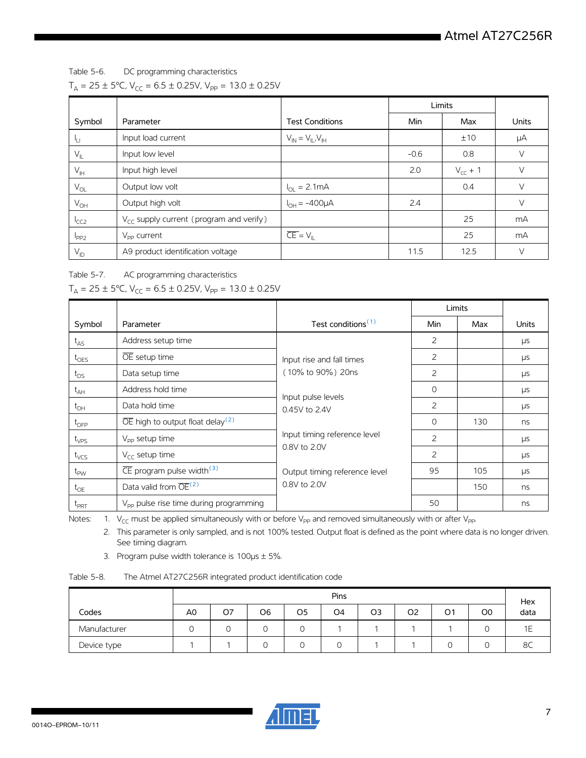Table 5-6. DC programming characteristics

$T_A$ = 25 ± 5°C, $V_{CC}$ = 6.5 ± 0.25V, $V_{PP}$ = 13.0 ± 0.25V

| Symbol | Parameter | Test Conditions | Limits | | Units |
|---|---|---|---|---|---|
| | | | Min | Max | |
| $I_{LI}$ | Input load current | $V_{IN} = V_{IL}, V_{IH}$ | | ±10 | µA |
| $V_{IL}$ | Input low level | | -0.6 | 0.8 | V |
| $V_{IH}$ | Input high level | | 2.0 | $V_{CC}$ + 1 | V |
| $V_{OL}$ | Output low volt | $I_{OL}$ = 2.1mA | | 0.4 | V |
| $V_{OH}$ | Output high volt | $I_{OH}$ = -400µA | 2.4 | | V |
| $I_{CC2}$ | $V_{CC}$ supply current (program and verify) | | | 25 | mA |
| $I_{PP2}$ | $V_{PP}$ current | $\overline{CE} = V_{IL}$ | | 25 | mA |
| $V_{ID}$ | A9 product identification voltage | | 11.5 | 12.5 | V |

Table 5-7. AC programming characteristics

$T_A$ = 25 ± 5°C, $V_{CC}$ = 6.5 ± 0.25V, $V_{PP}$ = 13.0 ± 0.25V

| Symbol | Parameter | Test conditions[1] | Limits | | Units |
|---|---|---|---|---|---|
| | | | Min | Max | |
| $t_{AS}$ | Address setup time | Input rise and fall times (10% to 90%) 20ns<br>Input pulse levels 0.45V to 2.4V<br>Input timing reference level 0.8V to 2.0V<br>Output timing reference level 0.8V to 2.0V | 2 | | µs |
| $t_{OES}$ | $\overline{OE}$ setup time | | 2 | | µs |
| $t_{DS}$ | Data setup time | | 2 | | µs |
| $t_{AH}$ | Address hold time | | 0 | | µs |
| $t_{DH}$ | Data hold time | | 2 | | µs |
| $t_{DFP}$ | $\overline{OE}$ high to output float delay[2] | | 0 | 130 | ns |
| $t_{VPS}$ | $V_{PP}$ setup time | | 2 | | µs |
| $t_{VCS}$ | $V_{CC}$ setup time | | 2 | | µs |
| $t_{PW}$ | $\overline{CE}$ program pulse width[3] | | 95 | 105 | µs |
| $t_{OE}$ | Data valid from $\overline{OE}$[2] | | | 150 | ns |
| $t_{PRT}$ | $V_{PP}$ pulse rise time during programming | | 50 | | ns |

Notes:
1. $V_{CC}$ must be applied simultaneously with or before $V_{PP}$ and removed simultaneously with or after $V_{PP}$.
2. This parameter is only sampled, and is not 100% tested. Output float is defined as the point where data is no longer driven. See timing diagram.
3. Program pulse width tolerance is 100µs ± 5%.

Table 5-8. The Atmel AT27C256R integrated product identification code

| Codes | Pins | | | | | | | | | Hex data |
|---|---|---|---|---|---|---|---|---|---|---|
| | A0 | O7 | O6 | O5 | O4 | O3 | O2 | O1 | O0 | |
| Manufacturer | 0 | 0 | 0 | 0 | 1 | 1 | 1 | 1 | 0 | 1E |
| Device type | 1 | 1 | 0 | 0 | 0 | 1 | 1 | 0 | 0 | 8C |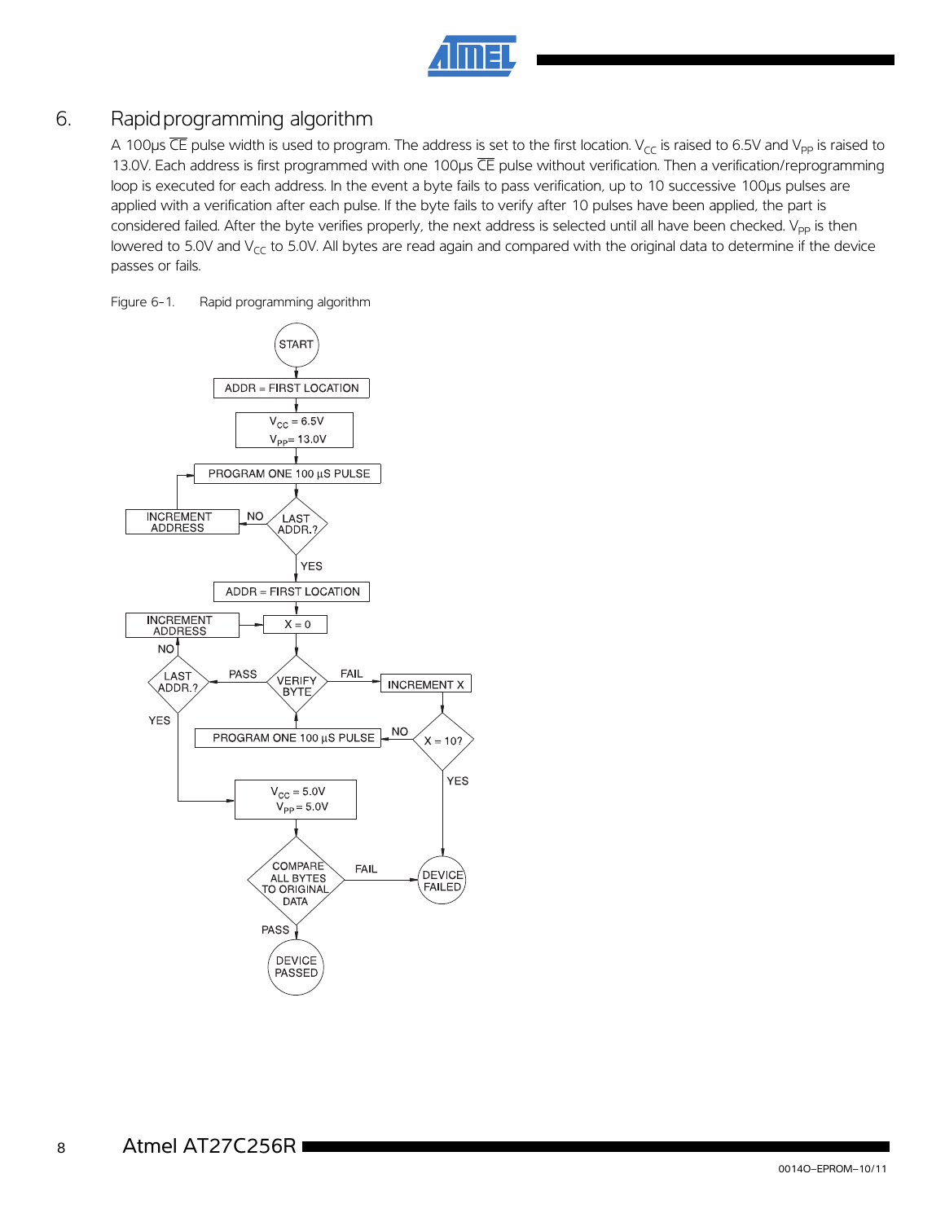## 6. Rapid programming algorithm

A 100µs $\overline{CE}$ pulse width is used to program. The address is set to the first location. $V_{CC}$ is raised to 6.5V and $V_{PP}$ is raised to 13.0V. Each address is first programmed with one 100µs $\overline{CE}$ pulse without verification. Then a verification/reprogramming loop is executed for each address. In the event a byte fails to pass verification, up to 10 successive 100µs pulses are applied with a verification after each pulse. If the byte fails to verify after 10 pulses have been applied, the part is considered failed. After the byte verifies properly, the next address is selected until all have been checked. $V_{PP}$ is then lowered to 5.0V and $V_{CC}$ to 5.0V. All bytes are read again and compared with the original data to determine if the device passes or fails.

Figure 6-1. Rapid programming algorithm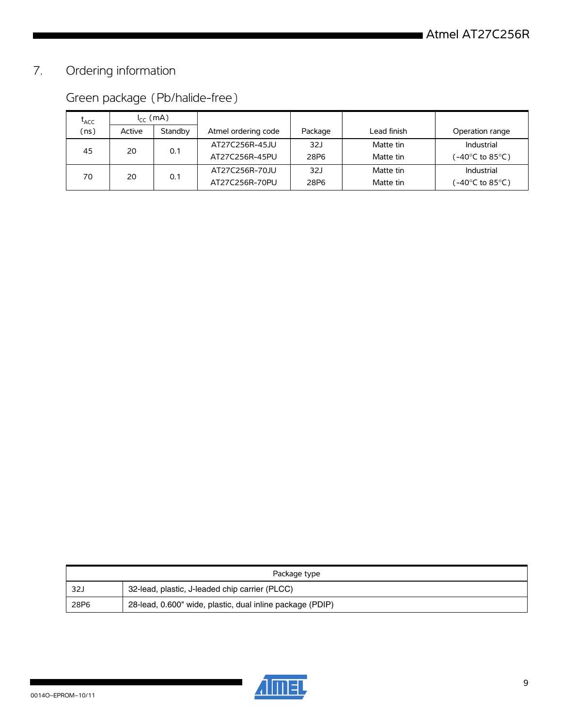## 7. Ordering information

### Green package (Pb/halide-free)

| $t_{ACC}$ (ns) | $I_{CC}$ (mA) | | Atmel ordering code | Package | Lead finish | Operation range |
|---|---|---|---|---|---|---|
| | Active | Standby | | | | |
| 45 | 20 | 0.1 | AT27C256R-45JU | 32J | Matte tin | Industrial |
| | | | AT27C256R-45PU | 28P6 | Matte tin | (-40°C to 85°C) |
| 70 | 20 | 0.1 | AT27C256R-70JU | 32J | Matte tin | Industrial |
| | | | AT27C256R-70PU | 28P6 | Matte tin | (-40°C to 85°C) |

| Package type | |
|---|---|
| 32J | 32-lead, plastic, J-leaded chip carrier (PLCC) |
| 28P6 | 28-lead, 0.600" wide, plastic, dual inline package (PDIP) |

0014O–EPROM–10/11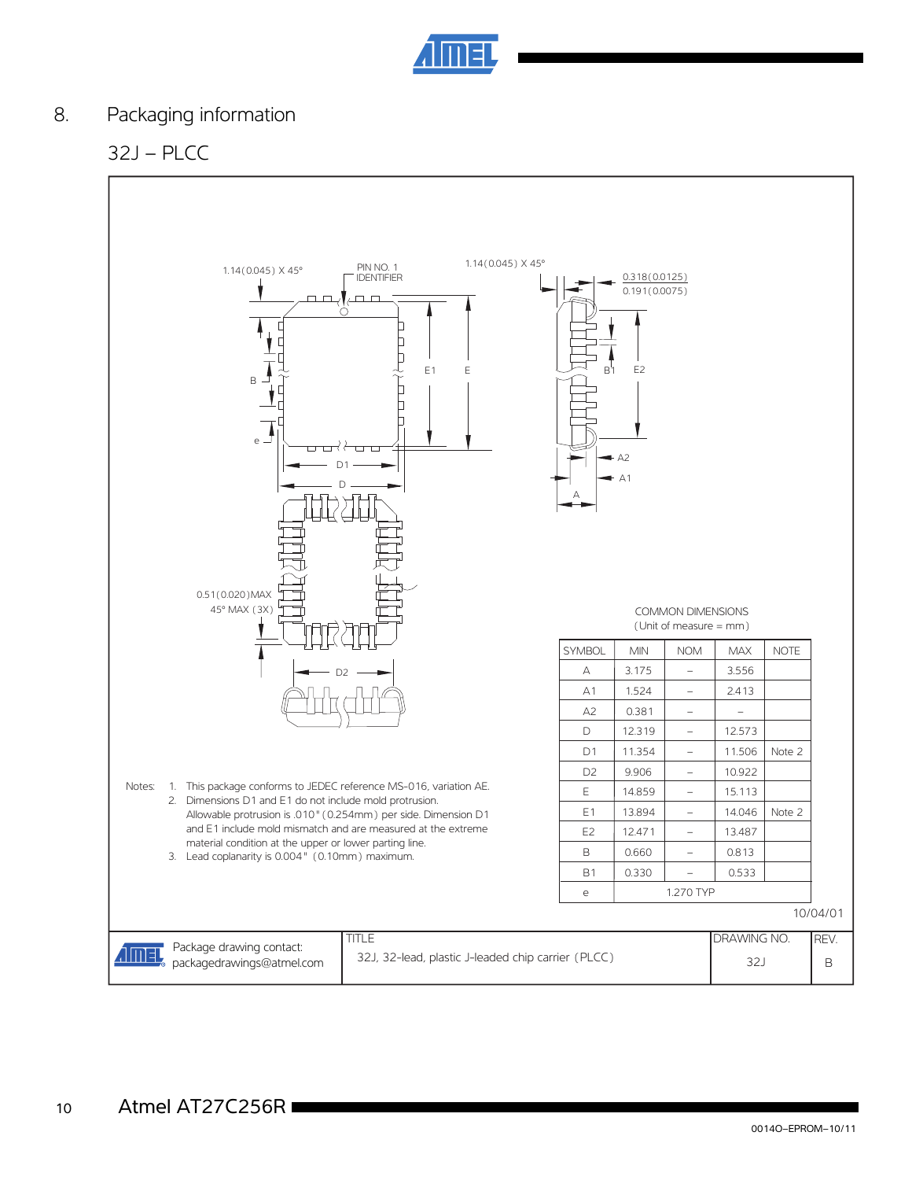# 8. Packaging information

## 32J – PLCC

Notes:
1. This package conforms to JEDEC reference MS-016, variation AE.
2. Dimensions D1 and E1 do not include mold protrusion. Allowable protrusion is .010" (0.254mm) per side. Dimension D1 and E1 include mold mismatch and are measured at the extreme material condition at the upper or lower parting line.
3. Lead coplanarity is 0.004" (0.10mm) maximum.

COMMON DIMENSIONS
(Unit of measure = mm)

| SYMBOL | MIN | NOM | MAX | NOTE |
|---|---|---|---|---|
| A | 3.175 | – | 3.556 | |
| A1 | 1.524 | – | 2.413 | |
| A2 | 0.381 | – | – | |
| D | 12.319 | – | 12.573 | |
| D1 | 11.354 | – | 11.506 | Note 2 |
| D2 | 9.906 | – | 10.922 | |
| E | 14.859 | – | 15.113 | |
| E1 | 13.894 | – | 14.046 | Note 2 |
| E2 | 12.471 | – | 13.487 | |
| B | 0.660 | – | 0.813 | |
| B1 | 0.330 | – | 0.533 | |
| e | 1.270 TYP | | | |

10/04/01

| Package drawing contact: packagedrawings@atmel.com | TITLE: 32J, 32-lead, plastic J-leaded chip carrier (PLCC) | DRAWING NO. 32J | REV. B |
|---|---|---|---|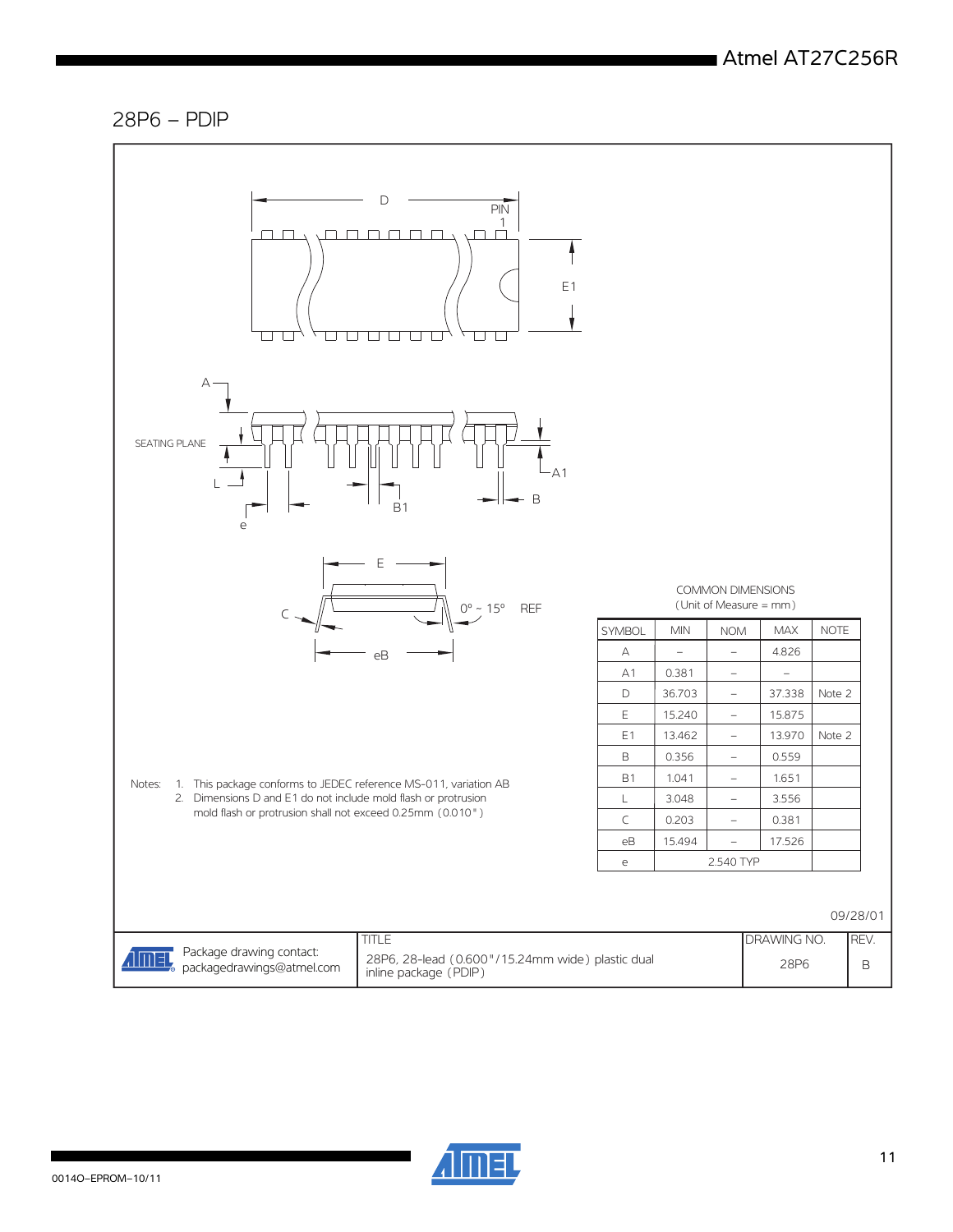## 28P6 – PDIP

COMMON DIMENSIONS
(Unit of Measure = mm)

| SYMBOL | MIN | NOM | MAX | NOTE |
|---|---|---|---|---|
| A | – | – | 4.826 | |
| A1 | 0.381 | – | – | |
| D | 36.703 | – | 37.338 | Note 2 |
| E | 15.240 | – | 15.875 | |
| E1 | 13.462 | – | 13.970 | Note 2 |
| B | 0.356 | – | 0.559 | |
| B1 | 1.041 | – | 1.651 | |
| L | 3.048 | – | 3.556 | |
| C | 0.203 | – | 0.381 | |
| eB | 15.494 | – | 17.526 | |
| e | | 2.540 TYP | | |

Notes:
1. This package conforms to JEDEC reference MS-011, variation AB
2. Dimensions D and E1 do not include mold flash or protrusion mold flash or protrusion shall not exceed 0.25mm (0.010")

09/28/01

| Package drawing contact: packagedrawings@atmel.com | TITLE<br>28P6, 28-lead (0.600"/15.24mm wide) plastic dual inline package (PDIP) | DRAWING NO.<br>28P6 | REV.<br>B |
|---|---|---|---|

0014O–EPROM–10/11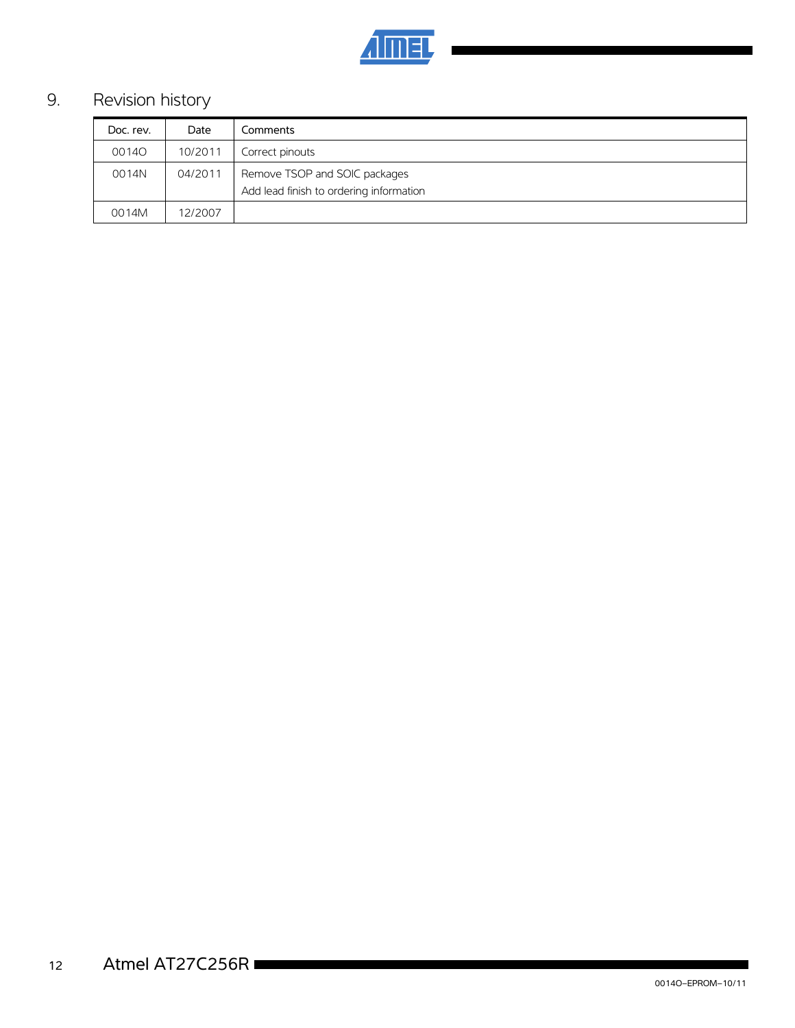## 9. Revision history

| Doc. rev. | Date | Comments |
| --- | --- | --- |
| 0014O | 10/2011 | Correct pinouts |
| 0014N | 04/2011 | Remove TSOP and SOIC packages<br>Add lead finish to ordering information |
| 0014M | 12/2007 | |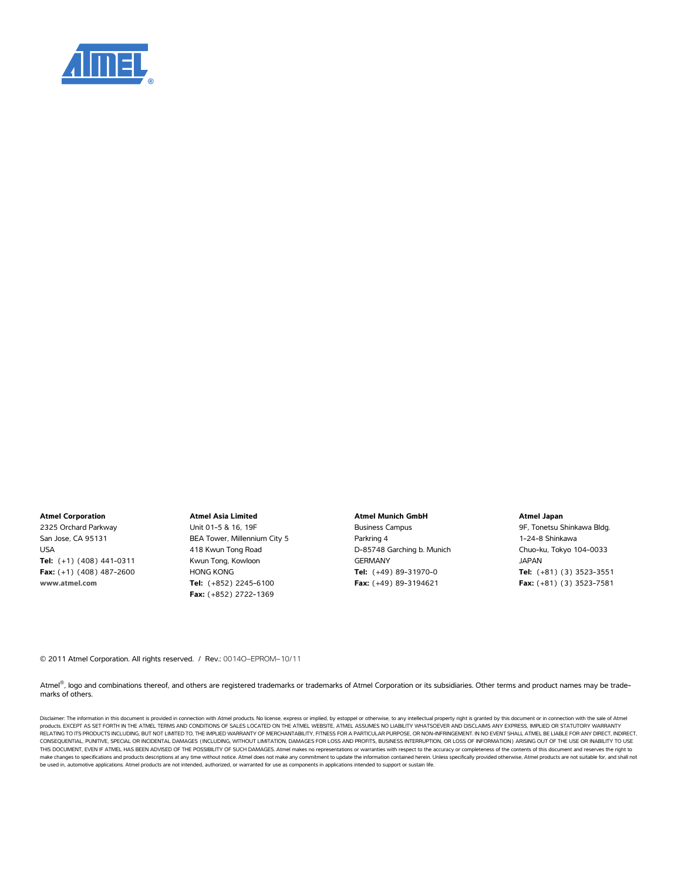**Atmel Corporation**
2325 Orchard Parkway
San Jose, CA 95131
USA
**Tel:** (+1) (408) 441-0311
**Fax:** (+1) (408) 487-2600
**www.atmel.com**

**Atmel Asia Limited**
Unit 01-5 & 16, 19F
BEA Tower, Millennium City 5
418 Kwun Tong Road
Kwun Tong, Kowloon
HONG KONG
**Tel:** (+852) 2245-6100
**Fax:** (+852) 2722-1369

**Atmel Munich GmbH**
Business Campus
Parkring 4
D-85748 Garching b. Munich
GERMANY
**Tel:** (+49) 89-31970-0
**Fax:** (+49) 89-3194621

**Atmel Japan**
9F, Tonetsu Shinkawa Bldg.
1-24-8 Shinkawa
Chuo-ku, Tokyo 104-0033
JAPAN
**Tel:** (+81) (3) 3523-3551
**Fax:** (+81) (3) 3523-7581

© 2011 Atmel Corporation. All rights reserved. / Rev.: 0014O–EPROM–10/11

Atmel®, logo and combinations thereof, and others are registered trademarks or trademarks of Atmel Corporation or its subsidiaries. Other terms and product names may be trademarks of others.

Disclaimer: The information in this document is provided in connection with Atmel products. No license, express or implied, by estoppel or otherwise, to any intellectual property right is granted by this document or in connection with the sale of Atmel products. EXCEPT AS SET FORTH IN THE ATMEL TERMS AND CONDITIONS OF SALES LOCATED ON THE ATMEL WEBSITE, ATMEL ASSUMES NO LIABILITY WHATSOEVER AND DISCLAIMS ANY EXPRESS, IMPLIED OR STATUTORY WARRANTY RELATING TO ITS PRODUCTS INCLUDING, BUT NOT LIMITED TO, THE IMPLIED WARRANTY OF MERCHANTABILITY, FITNESS FOR A PARTICULAR PURPOSE, OR NON-INFRINGEMENT. IN NO EVENT SHALL ATMEL BE LIABLE FOR ANY DIRECT, INDIRECT, CONSEQUENTIAL, PUNITIVE, SPECIAL OR INCIDENTAL DAMAGES (INCLUDING, WITHOUT LIMITATION, DAMAGES FOR LOSS AND PROFITS, BUSINESS INTERRUPTION, OR LOSS OF INFORMATION) ARISING OUT OF THE USE OR INABILITY TO USE THIS DOCUMENT, EVEN IF ATMEL HAS BEEN ADVISED OF THE POSSIBILITY OF SUCH DAMAGES. Atmel makes no representations or warranties with respect to the accuracy or completeness of the contents of this document and reserves the right to make changes to specifications and products descriptions at any time without notice. Atmel does not make any commitment to update the information contained herein. Unless specifically provided otherwise, Atmel products are not suitable for, and shall not be used in, automotive applications. Atmel products are not intended, authorized, or warranted for use as components in applications intended to support or sustain life.